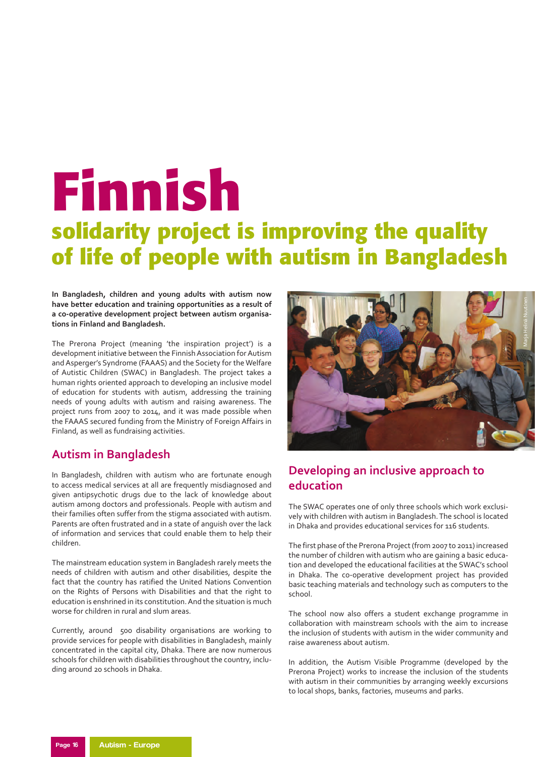# Finnish solidarity project is improving the quality of life of people with autism in Bangladesh

**In Bangladesh, children and young adults with autism now have better education and training opportunities as a result of a co-operative development project between autism organisations in Finland and Bangladesh.**

The Prerona Project (meaning 'the inspiration project') is a development initiative between the Finnish Association for Autism and Asperger's Syndrome (FAAAS) and the Society for the Welfare of Autistic Children (SWAC) in Bangladesh. The project takes a human rights oriented approach to developing an inclusive model of education for students with autism, addressing the training needs of young adults with autism and raising awareness. The project runs from 2007 to 2014, and it was made possible when the FAAAS secured funding from the Ministry of Foreign Affairs in Finland, as well as fundraising activities.

## Autism in Bangladesh

In Bangladesh, children with autism who are fortunate enough to access medical services at all are frequently misdiagnosed and given antipsychotic drugs due to the lack of knowledge about autism among doctors and professionals. People with autism and their families often suffer from the stigma associated with autism. Parents are often frustrated and in a state of anguish over the lack of information and services that could enable them to help their children.

The mainstream education system in Bangladesh rarely meets the needs of children with autism and other disabilities, despite the fact that the country has ratified the United Nations Convention on the Rights of Persons with Disabilities and that the right to education is enshrined in its constitution. And the situation is much worse for children in rural and slum areas.

Currently, around 500 disability organisations are working to provide services for people with disabilities in Bangladesh, mainly concentrated in the capital city, Dhaka. There are now numerous schools for children with disabilities throughout the country, including around 20 schools in Dhaka.

Marja Helinä Nuutinen

## Developing an inclusive approach to education

The SWAC operates one of only three schools which work exclusively with children with autism in Bangladesh. The school is located in Dhaka and provides educational services for 116 students.

The first phase of the Prerona Project (from 2007 to 2011) increased the number of children with autism who are gaining a basic education and developed the educational facilities at the SWAC's school in Dhaka. The co-operative development project has provided basic teaching materials and technology such as computers to the school.

The school now also offers a student exchange programme in collaboration with mainstream schools with the aim to increase the inclusion of students with autism in the wider community and raise awareness about autism.

In addition, the Autism Visible Programme (developed by the Prerona Project) works to increase the inclusion of the students with autism in their communities by arranging weekly excursions to local shops, banks, factories, museums and parks.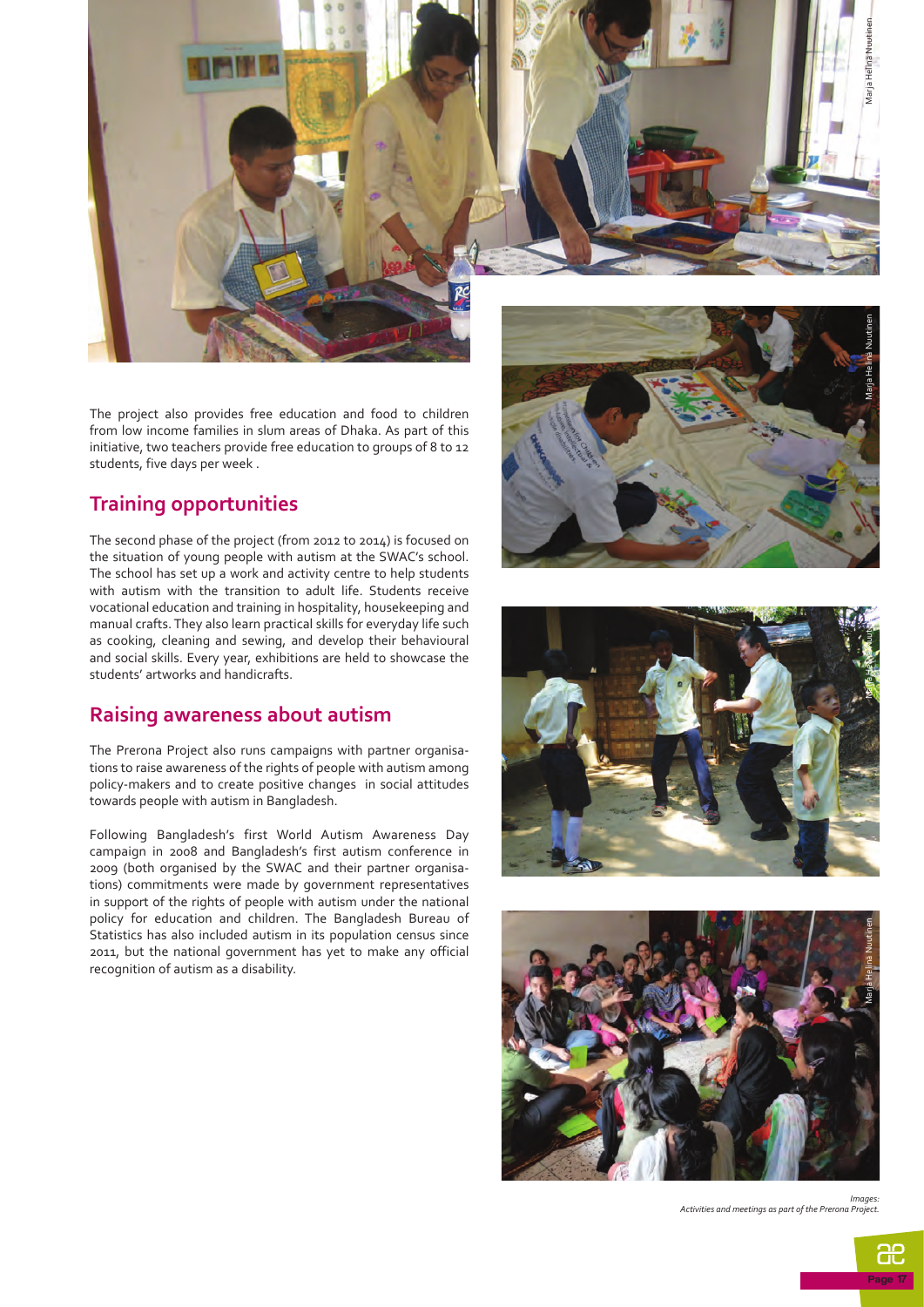The project also provides free education and food to children from low income families in slum areas of Dhaka. As part of this initiative, two teachers provide free education to groups of 8 to 12 students, five days per week .

## Training opportunities

The second phase of the project (from 2012 to 2014) is focused on the situation of young people with autism at the SWAC's school. The school has set up a work and activity centre to help students with autism with the transition to adult life. Students receive vocational education and training in hospitality, housekeeping and manual crafts. They also learn practical skills for everyday life such as cooking, cleaning and sewing, and develop their behavioural and social skills. Every year, exhibitions are held to showcase the students' artworks and handicrafts.

## Raising awareness about autism

The Prerona Project also runs campaigns with partner organisations to raise awareness of the rights of people with autism among policy-makers and to create positive changes in social attitudes towards people with autism in Bangladesh.

Following Bangladesh's first World Autism Awareness Day campaign in 2008 and Bangladesh's first autism conference in 2009 (both organised by the SWAC and their partner organisations) commitments were made by government representatives in support of the rights of people with autism under the national policy for education and children. The Bangladesh Bureau of Statistics has also included autism in its population census since 2011, but the national government has yet to make any official recognition of autism as a disability.

Marja Helina Nuutinen

*Images:*
*Activities and meetings as part of the Prerona Project.*